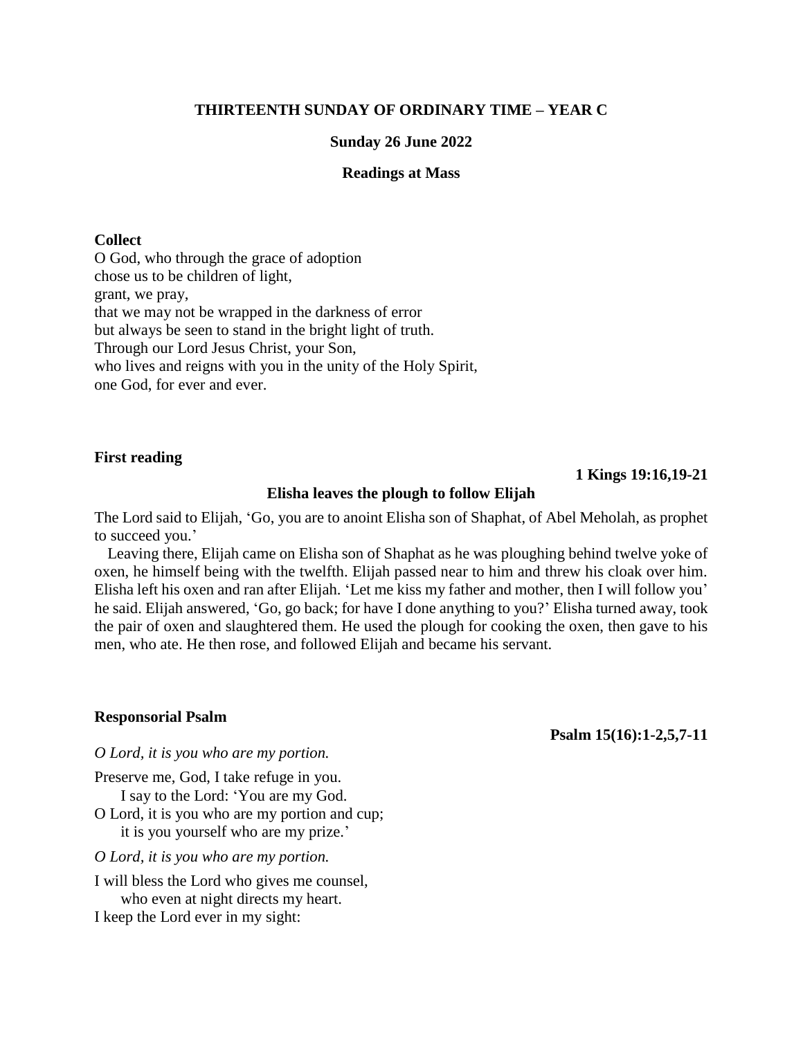**THIRTEENTH SUNDAY OF ORDINARY TIME – YEAR C**

**Sunday 26 June 2022**

**Readings at Mass**

**Collect**

O God, who through the grace of adoption
chose us to be children of light,
grant, we pray,
that we may not be wrapped in the darkness of error
but always be seen to stand in the bright light of truth.
Through our Lord Jesus Christ, your Son,
who lives and reigns with you in the unity of the Holy Spirit,
one God, for ever and ever.

**First reading**

**1 Kings 19:16,19-21**

**Elisha leaves the plough to follow Elijah**

The Lord said to Elijah, 'Go, you are to anoint Elisha son of Shaphat, of Abel Meholah, as prophet to succeed you.'

Leaving there, Elijah came on Elisha son of Shaphat as he was ploughing behind twelve yoke of oxen, he himself being with the twelfth. Elijah passed near to him and threw his cloak over him. Elisha left his oxen and ran after Elijah. 'Let me kiss my father and mother, then I will follow you' he said. Elijah answered, 'Go, go back; for have I done anything to you?' Elisha turned away, took the pair of oxen and slaughtered them. He used the plough for cooking the oxen, then gave to his men, who ate. He then rose, and followed Elijah and became his servant.

**Responsorial Psalm**

**Psalm 15(16):1-2,5,7-11**

*O Lord, it is you who are my portion.*

Preserve me, God, I take refuge in you.
 I say to the Lord: 'You are my God.
O Lord, it is you who are my portion and cup;
 it is you yourself who are my prize.'

*O Lord, it is you who are my portion.*

I will bless the Lord who gives me counsel,
 who even at night directs my heart.
I keep the Lord ever in my sight: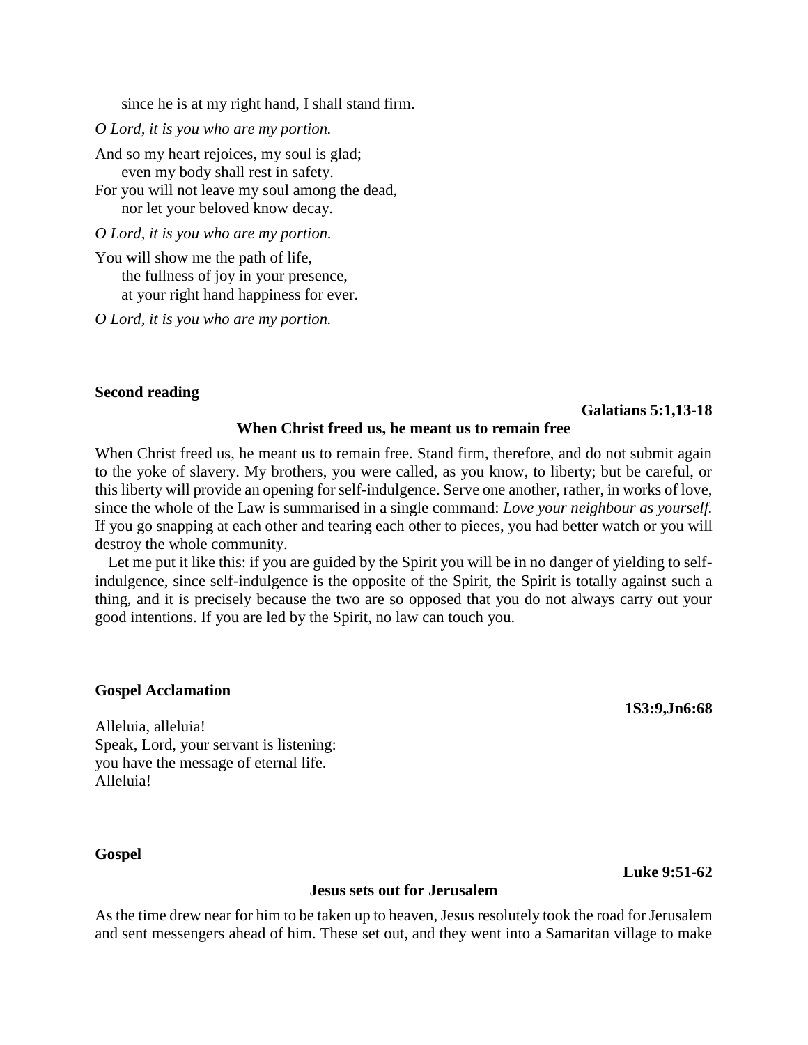since he is at my right hand, I shall stand firm.

*O Lord, it is you who are my portion.*

And so my heart rejoices, my soul is glad;
even my body shall rest in safety.
For you will not leave my soul among the dead,
nor let your beloved know decay.

*O Lord, it is you who are my portion.*

You will show me the path of life,
the fullness of joy in your presence,
at your right hand happiness for ever.

*O Lord, it is you who are my portion.*

**Second reading**

**Galatians 5:1,13-18**

**When Christ freed us, he meant us to remain free**

When Christ freed us, he meant us to remain free. Stand firm, therefore, and do not submit again to the yoke of slavery. My brothers, you were called, as you know, to liberty; but be careful, or this liberty will provide an opening for self-indulgence. Serve one another, rather, in works of love, since the whole of the Law is summarised in a single command: *Love your neighbour as yourself.* If you go snapping at each other and tearing each other to pieces, you had better watch or you will destroy the whole community.

Let me put it like this: if you are guided by the Spirit you will be in no danger of yielding to self-indulgence, since self-indulgence is the opposite of the Spirit, the Spirit is totally against such a thing, and it is precisely because the two are so opposed that you do not always carry out your good intentions. If you are led by the Spirit, no law can touch you.

**Gospel Acclamation**

**1S3:9,Jn6:68**

Alleluia, alleluia!
Speak, Lord, your servant is listening:
you have the message of eternal life.
Alleluia!

**Gospel**

**Luke 9:51-62**

**Jesus sets out for Jerusalem**

As the time drew near for him to be taken up to heaven, Jesus resolutely took the road for Jerusalem and sent messengers ahead of him. These set out, and they went into a Samaritan village to make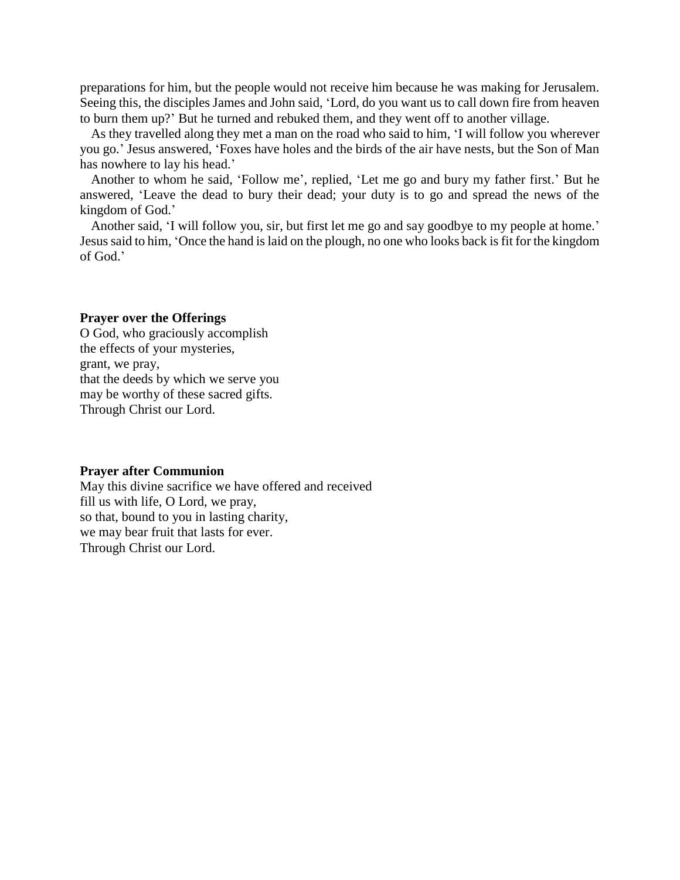preparations for him, but the people would not receive him because he was making for Jerusalem. Seeing this, the disciples James and John said, 'Lord, do you want us to call down fire from heaven to burn them up?' But he turned and rebuked them, and they went off to another village.

As they travelled along they met a man on the road who said to him, 'I will follow you wherever you go.' Jesus answered, 'Foxes have holes and the birds of the air have nests, but the Son of Man has nowhere to lay his head.'

Another to whom he said, 'Follow me', replied, 'Let me go and bury my father first.' But he answered, 'Leave the dead to bury their dead; your duty is to go and spread the news of the kingdom of God.'

Another said, 'I will follow you, sir, but first let me go and say goodbye to my people at home.' Jesus said to him, 'Once the hand is laid on the plough, no one who looks back is fit for the kingdom of God.'

**Prayer over the Offerings**

O God, who graciously accomplish  
the effects of your mysteries,  
grant, we pray,  
that the deeds by which we serve you  
may be worthy of these sacred gifts.  
Through Christ our Lord.

**Prayer after Communion**

May this divine sacrifice we have offered and received  
fill us with life, O Lord, we pray,  
so that, bound to you in lasting charity,  
we may bear fruit that lasts for ever.  
Through Christ our Lord.